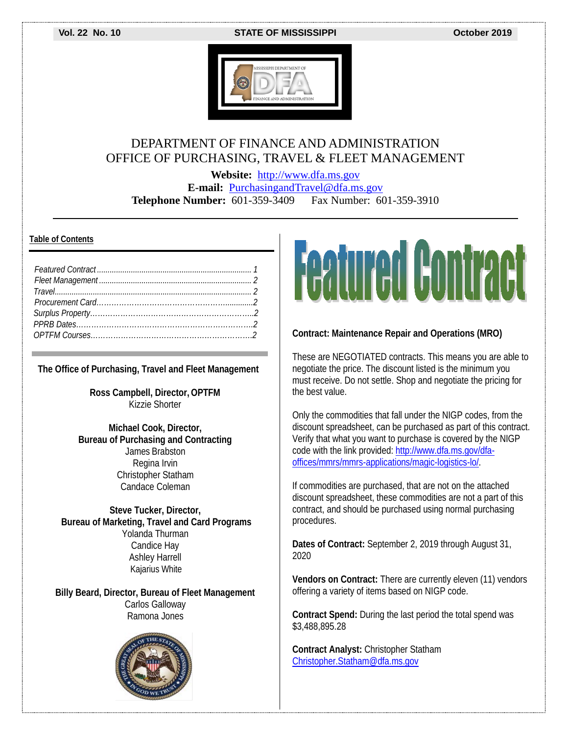Vol. 22 No. 10 — STATE OF MISSISSIPPI — October 2019

# DEPARTMENT OF FINANCE AND ADMINISTRATION
# OFFICE OF PURCHASING, TRAVEL & FLEET MANAGEMENT

**Website:** http://www.dfa.ms.gov
**E-mail:** PurchasingandTravel@dfa.ms.gov
**Telephone Number:** 601-359-3409 Fax Number: 601-359-3910

---

**Table of Contents**

*Featured Contract* ........ 1
*Fleet Management* ........ 2
*Travel* ........ 2
*Procurement Card* ........ 2
*Surplus Property* ........ 2
*PPRB Dates* ........ 2
*OPTFM Courses* ........ 2

**The Office of Purchasing, Travel and Fleet Management**

**Ross Campbell, Director, OPTFM**
Kizzie Shorter

**Michael Cook, Director,**
**Bureau of Purchasing and Contracting**
James Brabston
Regina Irvin
Christopher Statham
Candace Coleman

**Steve Tucker, Director,**
**Bureau of Marketing, Travel and Card Programs**
Yolanda Thurman
Candice Hay
Ashley Harrell
Kajarius White

**Billy Beard, Director, Bureau of Fleet Management**
Carlos Galloway
Ramona Jones

# Featured Contract

**Contract: Maintenance Repair and Operations (MRO)**

These are NEGOTIATED contracts. This means you are able to negotiate the price. The discount listed is the minimum you must receive. Do not settle. Shop and negotiate the pricing for the best value.

Only the commodities that fall under the NIGP codes, from the discount spreadsheet, can be purchased as part of this contract. Verify that what you want to purchase is covered by the NIGP code with the link provided: http://www.dfa.ms.gov/dfa-offices/mmrs/mmrs-applications/magic-logistics-lo/.

If commodities are purchased, that are not on the attached discount spreadsheet, these commodities are not a part of this contract, and should be purchased using normal purchasing procedures.

**Dates of Contract:** September 2, 2019 through August 31, 2020

**Vendors on Contract:** There are currently eleven (11) vendors offering a variety of items based on NIGP code.

**Contract Spend:** During the last period the total spend was $3,488,895.28

**Contract Analyst:** Christopher Statham
Christopher.Statham@dfa.ms.gov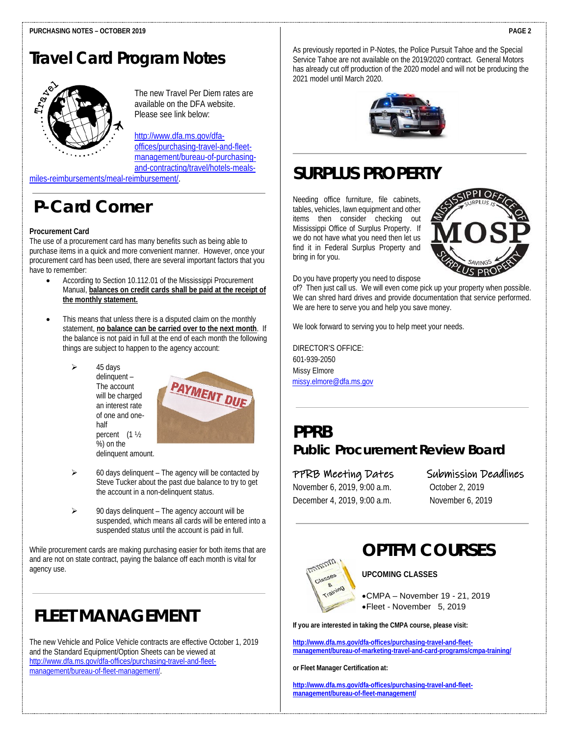# Travel Card Program Notes

The new Travel Per Diem rates are available on the DFA website. Please see link below:

http://www.dfa.ms.gov/dfa-offices/purchasing-travel-and-fleet-management/bureau-of-purchasing-and-contracting/travel/hotels-meals-miles-reimbursements/meal-reimbursement/.

# P-Card Corner

**Procurement Card**

The use of a procurement card has many benefits such as being able to purchase items in a quick and more convenient manner. However, once your procurement card has been used, there are several important factors that you have to remember:

- According to Section 10.112.01 of the Mississippi Procurement Manual, **balances on credit cards shall be paid at the receipt of the monthly statement.**
- This means that unless there is a disputed claim on the monthly statement, **no balance can be carried over to the next month**. If the balance is not paid in full at the end of each month the following things are subject to happen to the agency account:
  - 45 days delinquent – The account will be charged an interest rate of one and one-half percent (1 ½ %) on the delinquent amount.
  - 60 days delinquent – The agency will be contacted by Steve Tucker about the past due balance to try to get the account in a non-delinquent status.
  - 90 days delinquent – The agency account will be suspended, which means all cards will be entered into a suspended status until the account is paid in full.

While procurement cards are making purchasing easier for both items that are and are not on state contract, paying the balance off each month is vital for agency use.

# FLEET MANAGEMENT

The new Vehicle and Police Vehicle contracts are effective October 1, 2019 and the Standard Equipment/Option Sheets can be viewed at http://www.dfa.ms.gov/dfa-offices/purchasing-travel-and-fleet-management/bureau-of-fleet-management/.

As previously reported in P-Notes, the Police Pursuit Tahoe and the Special Service Tahoe are not available on the 2019/2020 contract. General Motors has already cut off production of the 2020 model and will not be producing the 2021 model until March 2020.

# SURPLUS PROPERTY

Needing office furniture, file cabinets, tables, vehicles, lawn equipment and other items then consider checking out Mississippi Office of Surplus Property. If we do not have what you need then let us find it in Federal Surplus Property and bring in for you.

Do you have property you need to dispose of? Then just call us. We will even come pick up your property when possible. We can shred hard drives and provide documentation that service performed. We are here to serve you and help you save money.

We look forward to serving you to help meet your needs.

DIRECTOR'S OFFICE:
601-939-2050
Missy Elmore
missy.elmore@dfa.ms.gov

# PPRB

## Public Procurement Review Board

| PPRB Meeting Dates | Submission Deadlines |
|---|---|
| November 6, 2019, 9:00 a.m. | October 2, 2019 |
| December 4, 2019, 9:00 a.m. | November 6, 2019 |

# OPTFM COURSES

**UPCOMING CLASSES**

- CMPA – November 19 - 21, 2019
- Fleet - November 5, 2019

**If you are interested in taking the CMPA course, please visit:**

**http://www.dfa.ms.gov/dfa-offices/purchasing-travel-and-fleet-management/bureau-of-marketing-travel-and-card-programs/cmpa-training/**

**or Fleet Manager Certification at:**

**http://www.dfa.ms.gov/dfa-offices/purchasing-travel-and-fleet-management/bureau-of-fleet-management/**